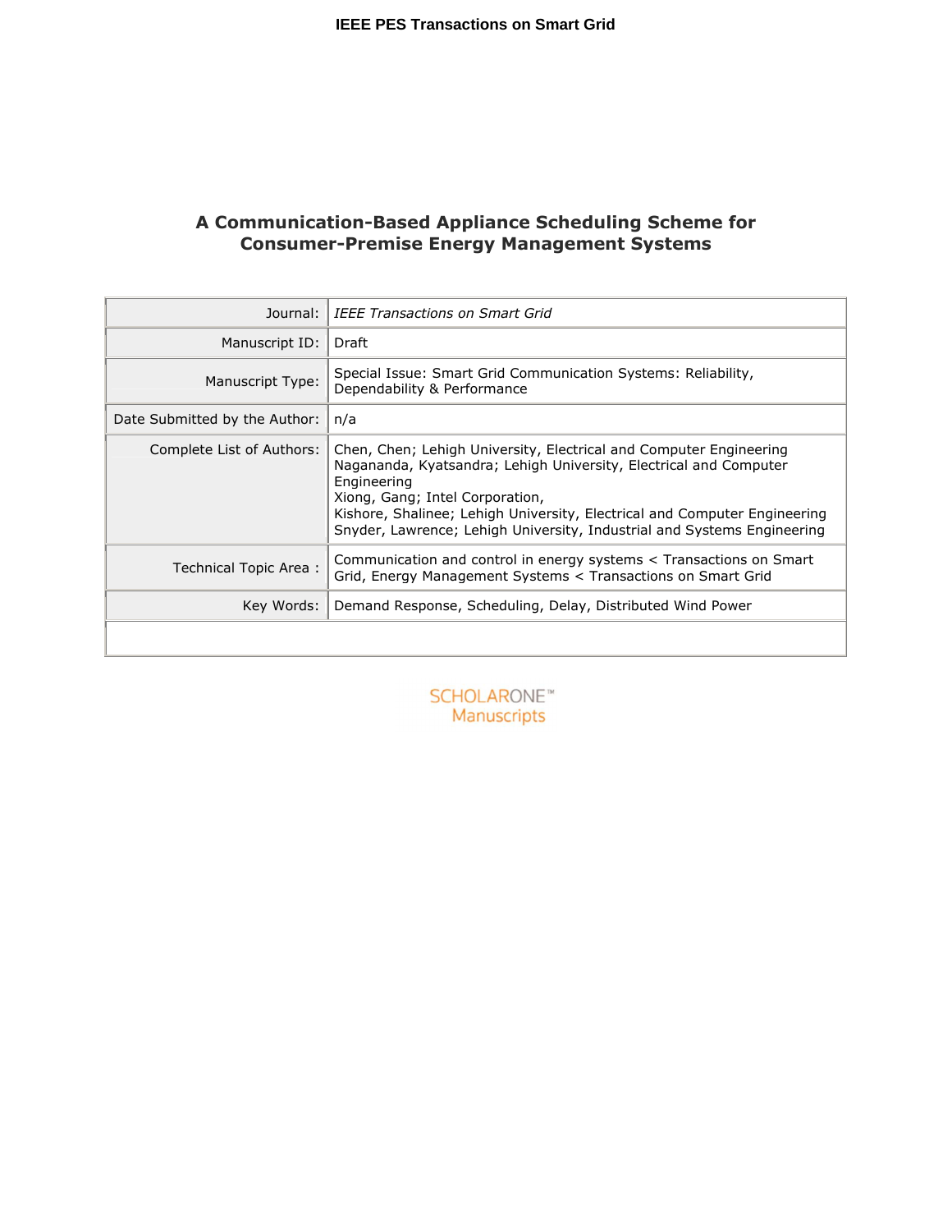**IEEE PES Transactions on Smart Grid**

# A Communication-Based Appliance Scheduling Scheme for Consumer-Premise Energy Management Systems

| | |
|---|---|
| Journal: | *IEEE Transactions on Smart Grid* |
| Manuscript ID: | Draft |
| Manuscript Type: | Special Issue: Smart Grid Communication Systems: Reliability, Dependability & Performance |
| Date Submitted by the Author: | n/a |
| Complete List of Authors: | Chen, Chen; Lehigh University, Electrical and Computer Engineering<br>Nagananda, Kyatsandra; Lehigh University, Electrical and Computer Engineering<br>Xiong, Gang; Intel Corporation,<br>Kishore, Shalinee; Lehigh University, Electrical and Computer Engineering<br>Snyder, Lawrence; Lehigh University, Industrial and Systems Engineering |
| Technical Topic Area : | Communication and control in energy systems < Transactions on Smart Grid, Energy Management Systems < Transactions on Smart Grid |
| Key Words: | Demand Response, Scheduling, Delay, Distributed Wind Power |

SCHOLARONE™
Manuscripts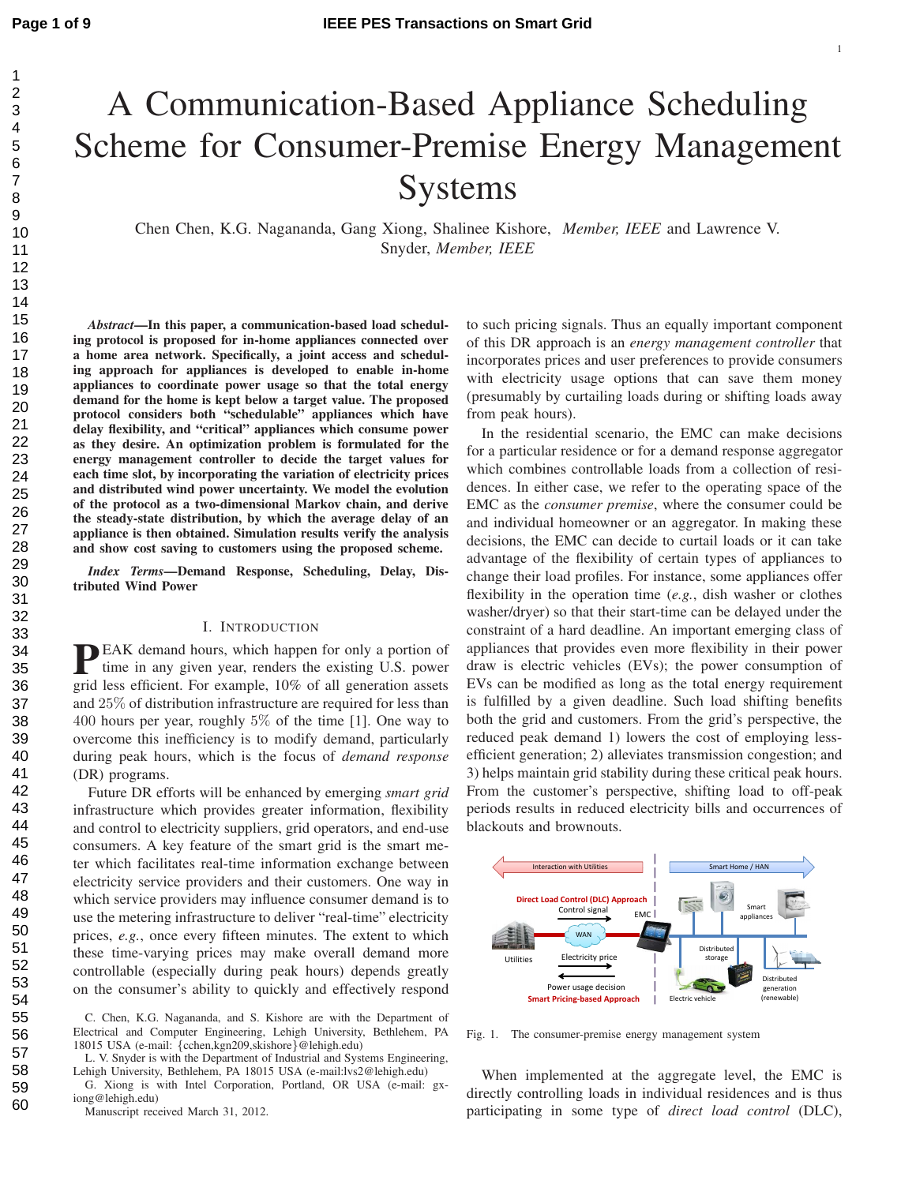# A Communication-Based Appliance Scheduling Scheme for Consumer-Premise Energy Management Systems

Chen Chen, K.G. Nagananda, Gang Xiong, Shalinee Kishore, *Member, IEEE* and Lawrence V. Snyder, *Member, IEEE*

***Abstract*—In this paper, a communication-based load scheduling protocol is proposed for in-home appliances connected over a home area network. Specifically, a joint access and scheduling approach for appliances is developed to enable in-home appliances to coordinate power usage so that the total energy demand for the home is kept below a target value. The proposed protocol considers both "schedulable" appliances which have delay flexibility, and "critical" appliances which consume power as they desire. An optimization problem is formulated for the energy management controller to decide the target values for each time slot, by incorporating the variation of electricity prices and distributed wind power uncertainty. We model the evolution of the protocol as a two-dimensional Markov chain, and derive the steady-state distribution, by which the average delay of an appliance is then obtained. Simulation results verify the analysis and show cost saving to customers using the proposed scheme.**

***Index Terms*—Demand Response, Scheduling, Delay, Distributed Wind Power**

## I. Introduction

PEAK demand hours, which happen for only a portion of time in any given year, renders the existing U.S. power grid less efficient. For example, 10% of all generation assets and 25% of distribution infrastructure are required for less than 400 hours per year, roughly 5% of the time [1]. One way to overcome this inefficiency is to modify demand, particularly during peak hours, which is the focus of *demand response* (DR) programs.

Future DR efforts will be enhanced by emerging *smart grid* infrastructure which provides greater information, flexibility and control to electricity suppliers, grid operators, and end-use consumers. A key feature of the smart grid is the smart meter which facilitates real-time information exchange between electricity service providers and their customers. One way in which service providers may influence consumer demand is to use the metering infrastructure to deliver "real-time" electricity prices, *e.g.*, once every fifteen minutes. The extent to which these time-varying prices may make overall demand more controllable (especially during peak hours) depends greatly on the consumer's ability to quickly and effectively respond to such pricing signals. Thus an equally important component of this DR approach is an *energy management controller* that incorporates prices and user preferences to provide consumers with electricity usage options that can save them money (presumably by curtailing loads during or shifting loads away from peak hours).

In the residential scenario, the EMC can make decisions for a particular residence or for a demand response aggregator which combines controllable loads from a collection of residences. In either case, we refer to the operating space of the EMC as the *consumer premise*, where the consumer could be and individual homeowner or an aggregator. In making these decisions, the EMC can decide to curtail loads or it can take advantage of the flexibility of certain types of appliances to change their load profiles. For instance, some appliances offer flexibility in the operation time (*e.g.*, dish washer or clothes washer/dryer) so that their start-time can be delayed under the constraint of a hard deadline. An important emerging class of appliances that provides even more flexibility in their power draw is electric vehicles (EVs); the power consumption of EVs can be modified as long as the total energy requirement is fulfilled by a given deadline. Such load shifting benefits both the grid and customers. From the grid's perspective, the reduced peak demand 1) lowers the cost of employing less-efficient generation; 2) alleviates transmission congestion; and 3) helps maintain grid stability during these critical peak hours. From the customer's perspective, shifting load to off-peak periods results in reduced electricity bills and occurrences of blackouts and brownouts.

Fig. 1. The consumer-premise energy management system

When implemented at the aggregate level, the EMC is directly controlling loads in individual residences and is thus participating in some type of *direct load control* (DLC),

C. Chen, K.G. Nagananda, and S. Kishore are with the Department of Electrical and Computer Engineering, Lehigh University, Bethlehem, PA 18015 USA (e-mail: {cchen,kgn209,skishore}@lehigh.edu)

L. V. Snyder is with the Department of Industrial and Systems Engineering, Lehigh University, Bethlehem, PA 18015 USA (e-mail:lvs2@lehigh.edu)

G. Xiong is with Intel Corporation, Portland, OR USA (e-mail: gxiong@lehigh.edu)

Manuscript received March 31, 2012.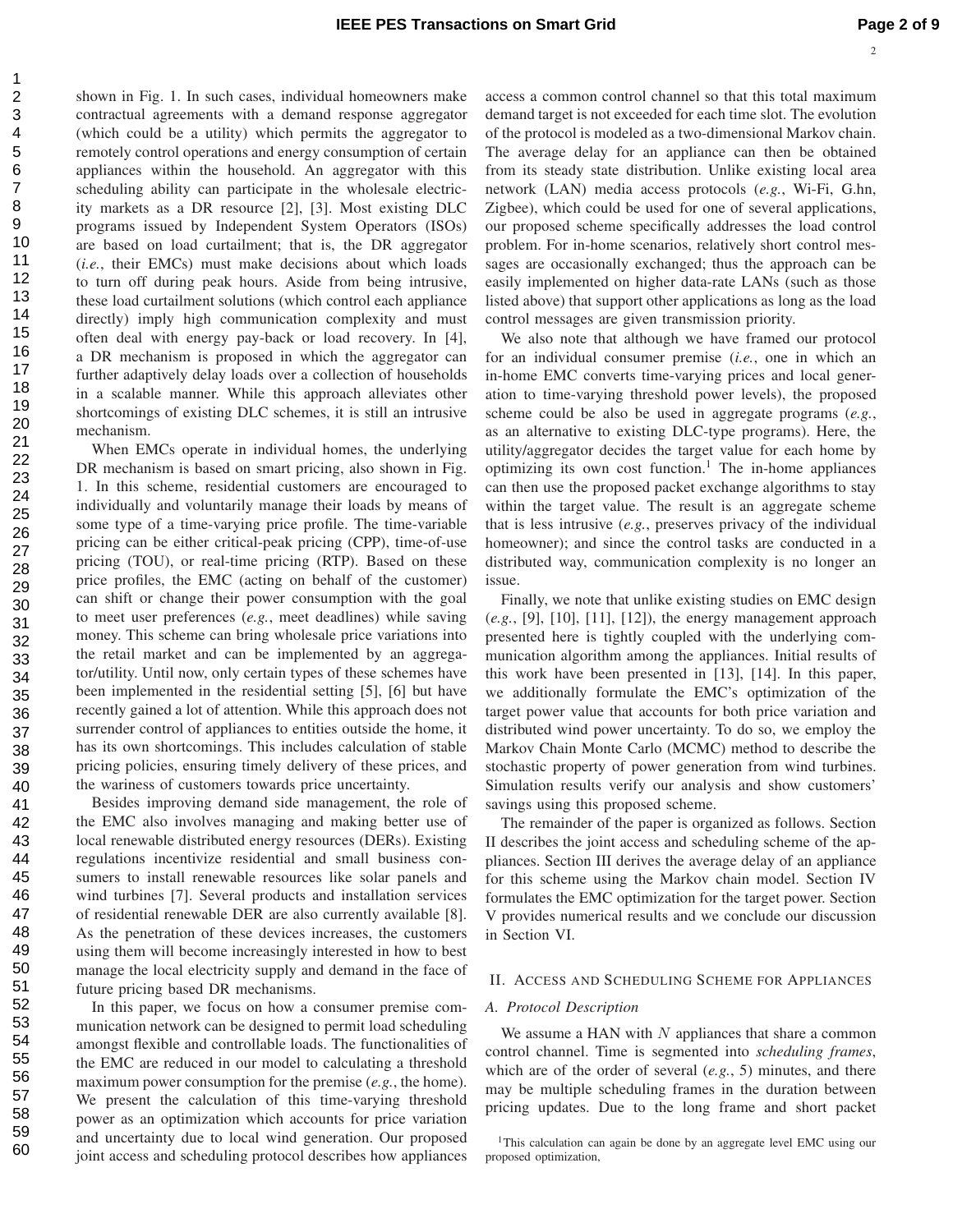shown in Fig. 1. In such cases, individual homeowners make contractual agreements with a demand response aggregator (which could be a utility) which permits the aggregator to remotely control operations and energy consumption of certain appliances within the household. An aggregator with this scheduling ability can participate in the wholesale electricity markets as a DR resource [2], [3]. Most existing DLC programs issued by Independent System Operators (ISOs) are based on load curtailment; that is, the DR aggregator (*i.e.*, their EMCs) must make decisions about which loads to turn off during peak hours. Aside from being intrusive, these load curtailment solutions (which control each appliance directly) imply high communication complexity and must often deal with energy pay-back or load recovery. In [4], a DR mechanism is proposed in which the aggregator can further adaptively delay loads over a collection of households in a scalable manner. While this approach alleviates other shortcomings of existing DLC schemes, it is still an intrusive mechanism.

When EMCs operate in individual homes, the underlying DR mechanism is based on smart pricing, also shown in Fig. 1. In this scheme, residential customers are encouraged to individually and voluntarily manage their loads by means of some type of a time-varying price profile. The time-variable pricing can be either critical-peak pricing (CPP), time-of-use pricing (TOU), or real-time pricing (RTP). Based on these price profiles, the EMC (acting on behalf of the customer) can shift or change their power consumption with the goal to meet user preferences (*e.g.*, meet deadlines) while saving money. This scheme can bring wholesale price variations into the retail market and can be implemented by an aggregator/utility. Until now, only certain types of these schemes have been implemented in the residential setting [5], [6] but have recently gained a lot of attention. While this approach does not surrender control of appliances to entities outside the home, it has its own shortcomings. This includes calculation of stable pricing policies, ensuring timely delivery of these prices, and the wariness of customers towards price uncertainty.

Besides improving demand side management, the role of the EMC also involves managing and making better use of local renewable distributed energy resources (DERs). Existing regulations incentivize residential and small business consumers to install renewable resources like solar panels and wind turbines [7]. Several products and installation services of residential renewable DER are also currently available [8]. As the penetration of these devices increases, the customers using them will become increasingly interested in how to best manage the local electricity supply and demand in the face of future pricing based DR mechanisms.

In this paper, we focus on how a consumer premise communication network can be designed to permit load scheduling amongst flexible and controllable loads. The functionalities of the EMC are reduced in our model to calculating a threshold maximum power consumption for the premise (*e.g.*, the home). We present the calculation of this time-varying threshold power as an optimization which accounts for price variation and uncertainty due to local wind generation. Our proposed joint access and scheduling protocol describes how appliances access a common control channel so that this total maximum demand target is not exceeded for each time slot. The evolution of the protocol is modeled as a two-dimensional Markov chain. The average delay for an appliance can then be obtained from its steady state distribution. Unlike existing local area network (LAN) media access protocols (*e.g.*, Wi-Fi, G.hn, Zigbee), which could be used for one of several applications, our proposed scheme specifically addresses the load control problem. For in-home scenarios, relatively short control messages are occasionally exchanged; thus the approach can be easily implemented on higher data-rate LANs (such as those listed above) that support other applications as long as the load control messages are given transmission priority.

We also note that although we have framed our protocol for an individual consumer premise (*i.e.*, one in which an in-home EMC converts time-varying prices and local generation to time-varying threshold power levels), the proposed scheme could be also be used in aggregate programs (*e.g.*, as an alternative to existing DLC-type programs). Here, the utility/aggregator decides the target value for each home by optimizing its own cost function.[1] The in-home appliances can then use the proposed packet exchange algorithms to stay within the target value. The result is an aggregate scheme that is less intrusive (*e.g.*, preserves privacy of the individual homeowner); and since the control tasks are conducted in a distributed way, communication complexity is no longer an issue.

Finally, we note that unlike existing studies on EMC design (*e.g.*, [9], [10], [11], [12]), the energy management approach presented here is tightly coupled with the underlying communication algorithm among the appliances. Initial results of this work have been presented in [13], [14]. In this paper, we additionally formulate the EMC's optimization of the target power value that accounts for both price variation and distributed wind power uncertainty. To do so, we employ the Markov Chain Monte Carlo (MCMC) method to describe the stochastic property of power generation from wind turbines. Simulation results verify our analysis and show customers' savings using this proposed scheme.

The remainder of the paper is organized as follows. Section II describes the joint access and scheduling scheme of the appliances. Section III derives the average delay of an appliance for this scheme using the Markov chain model. Section IV formulates the EMC optimization for the target power. Section V provides numerical results and we conclude our discussion in Section VI.

## II. Access and Scheduling Scheme for Appliances

### A. Protocol Description

We assume a HAN with $N$ appliances that share a common control channel. Time is segmented into *scheduling frames*, which are of the order of several (*e.g.*, 5) minutes, and there may be multiple scheduling frames in the duration between pricing updates. Due to the long frame and short packet

[1] This calculation can again be done by an aggregate level EMC using our proposed optimization,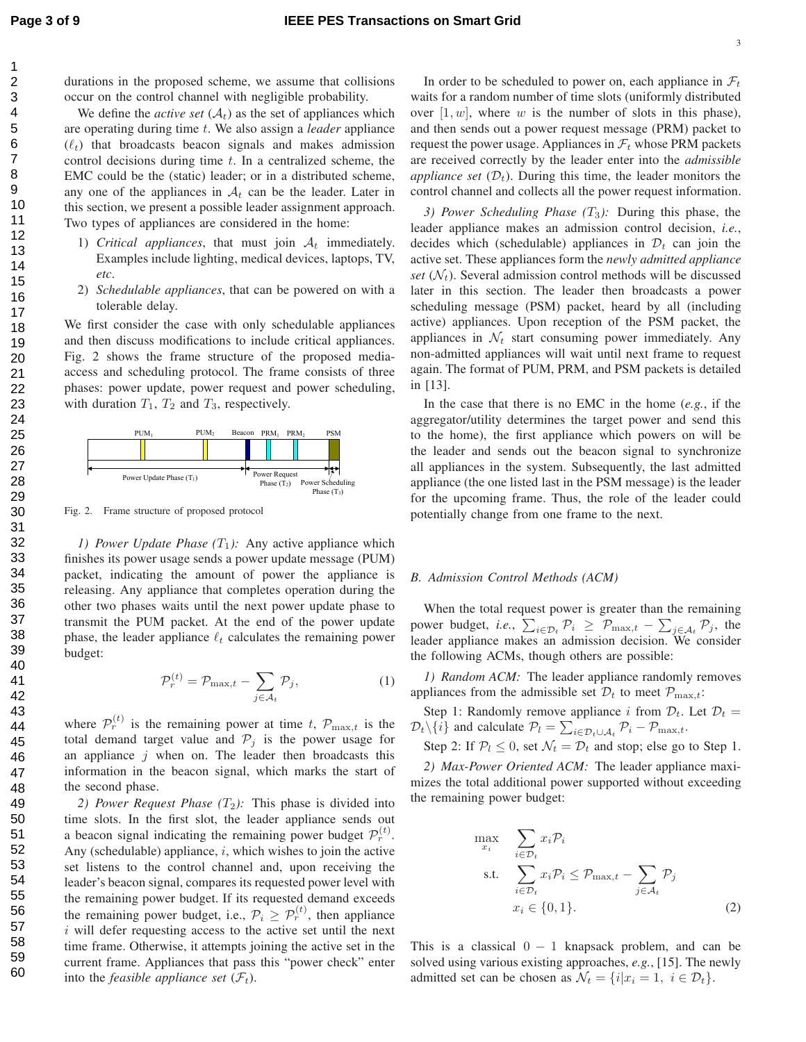durations in the proposed scheme, we assume that collisions occur on the control channel with negligible probability.

We define the *active set* ($\mathcal{A}_t$) as the set of appliances which are operating during time $t$. We also assign a *leader* appliance ($\ell_t$) that broadcasts beacon signals and makes admission control decisions during time $t$. In a centralized scheme, the EMC could be the (static) leader; or in a distributed scheme, any one of the appliances in $\mathcal{A}_t$ can be the leader. Later in this section, we present a possible leader assignment approach. Two types of appliances are considered in the home:

1) *Critical appliances*, that must join $\mathcal{A}_t$ immediately. Examples include lighting, medical devices, laptops, TV, *etc*.
2) *Schedulable appliances*, that can be powered on with a tolerable delay.

We first consider the case with only schedulable appliances and then discuss modifications to include critical appliances. Fig. 2 shows the frame structure of the proposed media-access and scheduling protocol. The frame consists of three phases: power update, power request and power scheduling, with duration $T_1$, $T_2$ and $T_3$, respectively.

Fig. 2. Frame structure of proposed protocol

*1) Power Update Phase ($T_1$):* Any active appliance which finishes its power usage sends a power update message (PUM) packet, indicating the amount of power the appliance is releasing. Any appliance that completes operation during the other two phases waits until the next power update phase to transmit the PUM packet. At the end of the power update phase, the leader appliance $\ell_t$ calculates the remaining power budget:

$$\mathcal{P}_r^{(t)} = \mathcal{P}_{\max,t} - \sum_{j \in \mathcal{A}_t} \mathcal{P}_j, \tag{1}$$

where $\mathcal{P}_r^{(t)}$ is the remaining power at time $t$, $\mathcal{P}_{\max,t}$ is the total demand target value and $\mathcal{P}_j$ is the power usage for an appliance $j$ when on. The leader then broadcasts this information in the beacon signal, which marks the start of the second phase.

*2) Power Request Phase ($T_2$):* This phase is divided into time slots. In the first slot, the leader appliance sends out a beacon signal indicating the remaining power budget $\mathcal{P}_r^{(t)}$. Any (schedulable) appliance, $i$, which wishes to join the active set listens to the control channel and, upon receiving the leader's beacon signal, compares its requested power level with the remaining power budget. If its requested demand exceeds the remaining power budget, i.e., $\mathcal{P}_i \geq \mathcal{P}_r^{(t)}$, then appliance $i$ will defer requesting access to the active set until the next time frame. Otherwise, it attempts joining the active set in the current frame. Appliances that pass this "power check" enter into the *feasible appliance set* ($\mathcal{F}_t$).

In order to be scheduled to power on, each appliance in $\mathcal{F}_t$ waits for a random number of time slots (uniformly distributed over $[1, w]$, where $w$ is the number of slots in this phase), and then sends out a power request message (PRM) packet to request the power usage. Appliances in $\mathcal{F}_t$ whose PRM packets are received correctly by the leader enter into the *admissible appliance set* ($\mathcal{D}_t$). During this time, the leader monitors the control channel and collects all the power request information.

*3) Power Scheduling Phase ($T_3$):* During this phase, the leader appliance makes an admission control decision, *i.e.*, decides which (schedulable) appliances in $\mathcal{D}_t$ can join the active set. These appliances form the *newly admitted appliance set* ($\mathcal{N}_t$). Several admission control methods will be discussed later in this section. The leader then broadcasts a power scheduling message (PSM) packet, heard by all (including active) appliances. Upon reception of the PSM packet, the appliances in $\mathcal{N}_t$ start consuming power immediately. Any non-admitted appliances will wait until next frame to request again. The format of PUM, PRM, and PSM packets is detailed in [13].

In the case that there is no EMC in the home (*e.g.*, if the aggregator/utility determines the target power and send this to the home), the first appliance which powers on will be the leader and sends out the beacon signal to synchronize all appliances in the system. Subsequently, the last admitted appliance (the one listed last in the PSM message) is the leader for the upcoming frame. Thus, the role of the leader could potentially change from one frame to the next.

### B. Admission Control Methods (ACM)

When the total request power is greater than the remaining power budget, *i.e.*, $\sum_{i \in \mathcal{D}_t} \mathcal{P}_i \geq \mathcal{P}_{\max,t} - \sum_{j \in \mathcal{A}_t} \mathcal{P}_j$, the leader appliance makes an admission decision. We consider the following ACMs, though others are possible:

*1) Random ACM:* The leader appliance randomly removes appliances from the admissible set $\mathcal{D}_t$ to meet $\mathcal{P}_{\max,t}$:

Step 1: Randomly remove appliance $i$ from $\mathcal{D}_t$. Let $\mathcal{D}_t = \mathcal{D}_t \backslash \{i\}$ and calculate $\mathcal{P}_l = \sum_{i \in \mathcal{D}_t \cup \mathcal{A}_t} \mathcal{P}_i - \mathcal{P}_{\max,t}$.

Step 2: If $\mathcal{P}_l \leq 0$, set $\mathcal{N}_t = \mathcal{D}_t$ and stop; else go to Step 1.

*2) Max-Power Oriented ACM:* The leader appliance maximizes the total additional power supported without exceeding the remaining power budget:

$$\begin{aligned} \max_{x_i} \quad & \sum_{i \in \mathcal{D}_t} x_i \mathcal{P}_i \\ \text{s.t.} \quad & \sum_{i \in \mathcal{D}_t} x_i \mathcal{P}_i \leq \mathcal{P}_{\max,t} - \sum_{j \in \mathcal{A}_t} \mathcal{P}_j \\ & x_i \in \{0, 1\}. \end{aligned} \tag{2}$$

This is a classical $0-1$ knapsack problem, and can be solved using various existing approaches, *e.g.*, [15]. The newly admitted set can be chosen as $\mathcal{N}_t = \{i | x_i = 1,\ i \in \mathcal{D}_t\}$.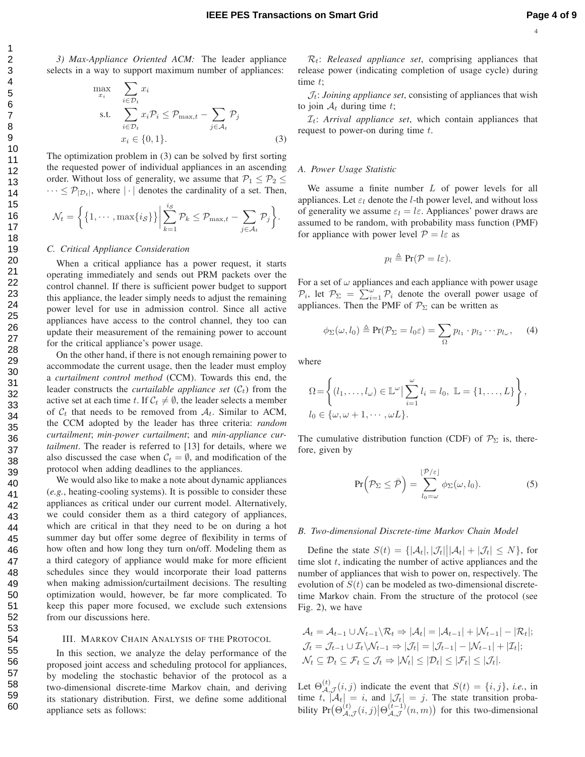*3) Max-Appliance Oriented ACM:* The leader appliance selects in a way to support maximum number of appliances:

$$
\begin{aligned}
\max_{x_i} \quad & \sum_{i \in \mathcal{D}_t} x_i \\
\text{s.t.} \quad & \sum_{i \in \mathcal{D}_t} x_i \mathcal{P}_i \leq \mathcal{P}_{\max,t} - \sum_{j \in \mathcal{A}_t} \mathcal{P}_j \\
& x_i \in \{0, 1\}.
\end{aligned} \tag{3}
$$

The optimization problem in (3) can be solved by first sorting the requested power of individual appliances in an ascending order. Without loss of generality, we assume that $\mathcal{P}_1 \leq \mathcal{P}_2 \leq \cdots \leq \mathcal{P}_{|\mathcal{D}_t|}$, where $|\cdot|$ denotes the cardinality of a set. Then,

$$
\mathcal{N}_t = \left\{ \{1, \cdots, \max\{i_{\mathcal{S}}\}\} \Big| \sum_{k=1}^{i_{\mathcal{S}}} \mathcal{P}_k \leq \mathcal{P}_{\max,t} - \sum_{j \in \mathcal{A}_t} \mathcal{P}_j \right\}.
$$

### C. Critical Appliance Consideration

When a critical appliance has a power request, it starts operating immediately and sends out PRM packets over the control channel. If there is sufficient power budget to support this appliance, the leader simply needs to adjust the remaining power level for use in admission control. Since all active appliances have access to the control channel, they too can update their measurement of the remaining power to account for the critical appliance's power usage.

On the other hand, if there is not enough remaining power to accommodate the current usage, then the leader must employ a *curtailment control method* (CCM). Towards this end, the leader constructs the *curtailable appliance set* ($\mathcal{C}_t$) from the active set at each time $t$. If $\mathcal{C}_t \neq \emptyset$, the leader selects a member of $\mathcal{C}_t$ that needs to be removed from $\mathcal{A}_t$. Similar to ACM, the CCM adopted by the leader has three criteria: *random curtailment*; *min-power curtailment*; and *min-appliance curtailment*. The reader is referred to [13] for details, where we also discussed the case when $\mathcal{C}_t = \emptyset$, and modification of the protocol when adding deadlines to the appliances.

We would also like to make a note about dynamic appliances (*e.g.*, heating-cooling systems). It is possible to consider these appliances as critical under our current model. Alternatively, we could consider them as a third category of appliances, which are critical in that they need to be on during a hot summer day but offer some degree of flexibility in terms of how often and how long they turn on/off. Modeling them as a third category of appliance would make for more efficient schedules since they would incorporate their load patterns when making admission/curtailment decisions. The resulting optimization would, however, be far more complicated. To keep this paper more focused, we exclude such extensions from our discussions here.

## III. Markov Chain Analysis of the Protocol

In this section, we analyze the delay performance of the proposed joint access and scheduling protocol for appliances, by modeling the stochastic behavior of the protocol as a two-dimensional discrete-time Markov chain, and deriving its stationary distribution. First, we define some additional appliance sets as follows:

$\mathcal{R}_t$: *Released appliance set*, comprising appliances that release power (indicating completion of usage cycle) during time $t$;

$\mathcal{J}_t$: *Joining appliance set*, consisting of appliances that wish to join $\mathcal{A}_t$ during time $t$;

$\mathcal{I}_t$: *Arrival appliance set*, which contain appliances that request to power-on during time $t$.

### A. Power Usage Statistic

We assume a finite number $L$ of power levels for all appliances. Let $\varepsilon_l$ denote the $l$-th power level, and without loss of generality we assume $\varepsilon_l = l\varepsilon$. Appliances' power draws are assumed to be random, with probability mass function (PMF) for appliance with power level $\mathcal{P} = l\varepsilon$ as

$$
p_l \triangleq \Pr(\mathcal{P} = l\varepsilon).
$$

For a set of $\omega$ appliances and each appliance with power usage $\mathcal{P}_i$, let $\mathcal{P}_\Sigma = \sum_{i=1}^{\omega} \mathcal{P}_i$ denote the overall power usage of appliances. Then the PMF of $\mathcal{P}_\Sigma$ can be written as

$$
\phi_\Sigma(\omega, l_0) \triangleq \Pr(\mathcal{P}_\Sigma = l_0 \varepsilon) = \sum_{\Omega} p_{l_1} \cdot p_{l_2} \cdots p_{l_\omega}, \tag{4}
$$

where

$$
\Omega = \left\{ (l_1, \ldots, l_\omega) \in \mathbb{L}^\omega \Big| \sum_{i=1}^{\omega} l_i = l_0, \ \mathbb{L} = \{1, \ldots, L\} \right\},
$$
$$
l_0 \in \{\omega, \omega+1, \cdots, \omega L\}.
$$

The cumulative distribution function (CDF) of $\mathcal{P}_\Sigma$ is, therefore, given by

$$
\Pr\Big(\mathcal{P}_\Sigma \leq \bar{\mathcal{P}}\Big) = \sum_{l_0=\omega}^{\lfloor \bar{\mathcal{P}}/\varepsilon \rfloor} \phi_\Sigma(\omega, l_0). \tag{5}
$$

### B. Two-dimensional Discrete-time Markov Chain Model

Define the state $S(t) = \{|\mathcal{A}_t|, |\mathcal{J}_t| \big| |\mathcal{A}_t| + |\mathcal{J}_t| \leq N\}$, for time slot $t$, indicating the number of active appliances and the number of appliances that wish to power on, respectively. The evolution of $S(t)$ can be modeled as two-dimensional discrete-time Markov chain. From the structure of the protocol (see Fig. 2), we have

$$
\begin{aligned}
&\mathcal{A}_t = \mathcal{A}_{t-1} \cup \mathcal{N}_{t-1} \backslash \mathcal{R}_t \Rightarrow |\mathcal{A}_t| = |\mathcal{A}_{t-1}| + |\mathcal{N}_{t-1}| - |\mathcal{R}_t|; \\
&\mathcal{J}_t = \mathcal{J}_{t-1} \cup \mathcal{I}_t \backslash \mathcal{N}_{t-1} \Rightarrow |\mathcal{J}_t| = |\mathcal{J}_{t-1}| - |\mathcal{N}_{t-1}| + |\mathcal{I}_t|; \\
&\mathcal{N}_t \subseteq \mathcal{D}_t \subseteq \mathcal{F}_t \subseteq \mathcal{J}_t \Rightarrow |\mathcal{N}_t| \leq |\mathcal{D}_t| \leq |\mathcal{F}_t| \leq |\mathcal{J}_t|.
\end{aligned}
$$

Let $\Theta^{(t)}_{\mathcal{A},\mathcal{J}}(i,j)$ indicate the event that $S(t) = \{i, j\}$, *i.e.*, in time $t$, $|\mathcal{A}_t| = i$, and $|\mathcal{J}_t| = j$. The state transition probability $\Pr\big(\Theta^{(t)}_{\mathcal{A},\mathcal{J}}(i,j) \big| \Theta^{(t-1)}_{\mathcal{A},\mathcal{J}}(n,m)\big)$ for this two-dimensional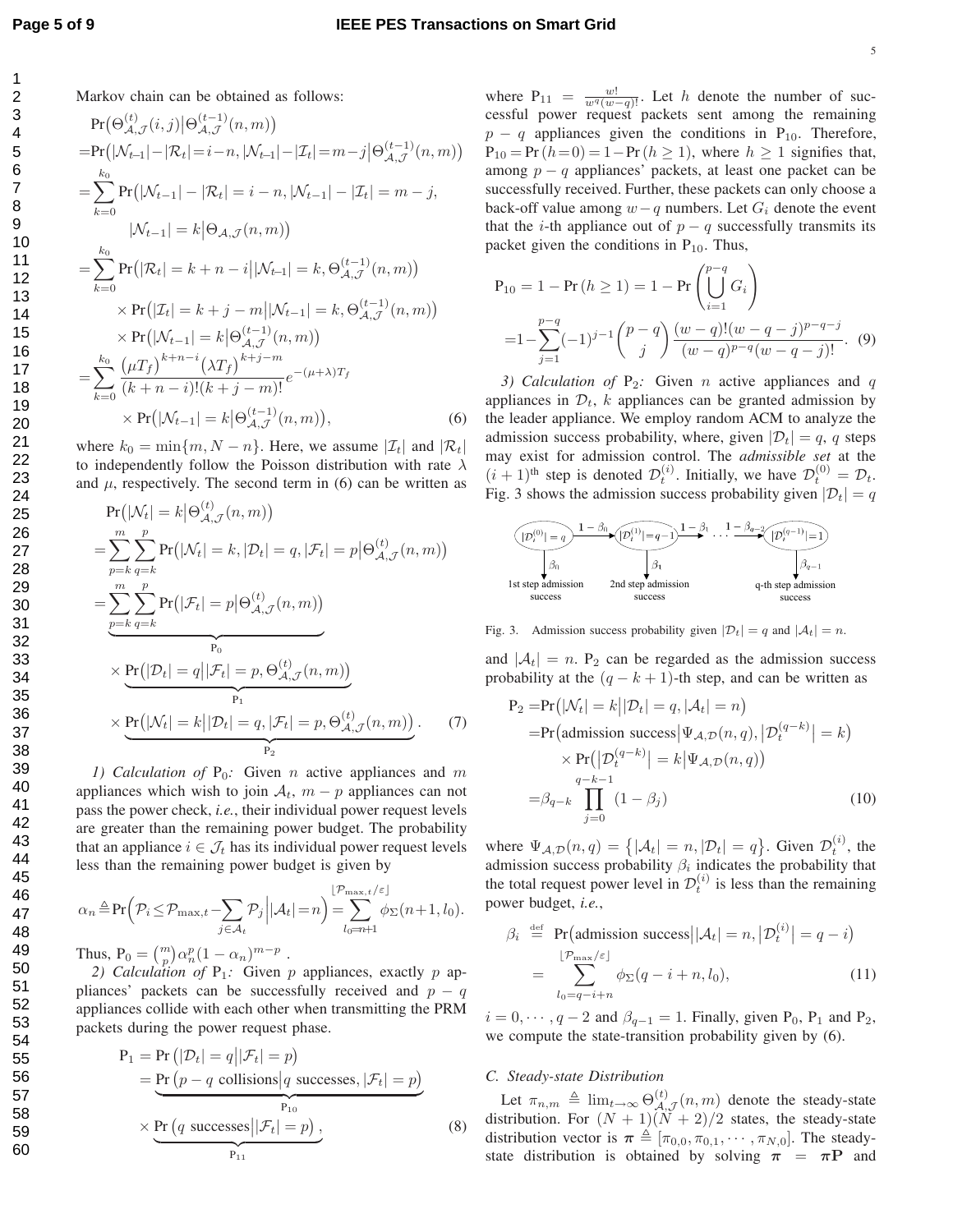Markov chain can be obtained as follows:

$$
\begin{aligned}
&\Pr\big(\Theta_{\mathcal{A},\mathcal{J}}^{(t)}(i,j)\big|\Theta_{\mathcal{A},\mathcal{J}}^{(t-1)}(n,m)\big) \\
=&\Pr\big(|\mathcal{N}_{t-1}|-|\mathcal{R}_t|=i-n, |\mathcal{N}_{t-1}|-|\mathcal{I}_t|=m-j\big|\Theta_{\mathcal{A},\mathcal{J}}^{(t-1)}(n,m)\big) \\
=&\sum_{k=0}^{k_0}\Pr\big(|\mathcal{N}_{t-1}|-|\mathcal{R}_t|=i-n, |\mathcal{N}_{t-1}|-|\mathcal{I}_t|=m-j, \\
&\qquad |\mathcal{N}_{t-1}|=k\big|\Theta_{\mathcal{A},\mathcal{J}}(n,m)\big) \\
=&\sum_{k=0}^{k_0}\Pr\big(|\mathcal{R}_t|=k+n-i\big||\mathcal{N}_{t-1}|=k,\Theta_{\mathcal{A},\mathcal{J}}^{(t-1)}(n,m)\big) \\
&\quad\times\Pr\big(|\mathcal{I}_t|=k+j-m\big||\mathcal{N}_{t-1}|=k,\Theta_{\mathcal{A},\mathcal{J}}^{(t-1)}(n,m)\big) \\
&\quad\times\Pr\big(|\mathcal{N}_{t-1}|=k\big|\Theta_{\mathcal{A},\mathcal{J}}^{(t-1)}(n,m)\big) \\
=&\sum_{k=0}^{k_0}\frac{\big(\mu T_f\big)^{k+n-i}\big(\lambda T_f\big)^{k+j-m}}{(k+n-i)!(k+j-m)!}e^{-(\mu+\lambda)T_f} \\
&\quad\times\Pr\big(|\mathcal{N}_{t-1}|=k\big|\Theta_{\mathcal{A},\mathcal{J}}^{(t-1)}(n,m)\big), \qquad (6)
\end{aligned}
$$

where $k_0=\min\{m, N-n\}$. Here, we assume $|\mathcal{I}_t|$ and $|\mathcal{R}_t|$ to independently follow the Poisson distribution with rate $\lambda$ and $\mu$, respectively. The second term in (6) can be written as

$$
\begin{aligned}
&\Pr\big(|\mathcal{N}_t|=k\big|\Theta_{\mathcal{A},\mathcal{J}}^{(t)}(n,m)\big) \\
=&\sum_{p=k}^{m}\sum_{q=k}^{p}\Pr\big(|\mathcal{N}_t|=k,|\mathcal{D}_t|=q,|\mathcal{F}_t|=p\big|\Theta_{\mathcal{A},\mathcal{J}}^{(t)}(n,m)\big) \\
=&\underbrace{\sum_{p=k}^{m}\sum_{q=k}^{p}\Pr\big(|\mathcal{F}_t|=p\big|\Theta_{\mathcal{A},\mathcal{J}}^{(t)}(n,m)\big)}_{\mathrm{P}_0} \\
&\times\underbrace{\Pr\big(|\mathcal{D}_t|=q\big||\mathcal{F}_t|=p,\Theta_{\mathcal{A},\mathcal{J}}^{(t)}(n,m)\big)}_{\mathrm{P}_1} \\
&\times\underbrace{\Pr\big(|\mathcal{N}_t|=k\big||\mathcal{D}_t|=q,|\mathcal{F}_t|=p,\Theta_{\mathcal{A},\mathcal{J}}^{(t)}(n,m)\big)}_{\mathrm{P}_2}. \qquad (7)
\end{aligned}
$$

*1) Calculation of* $\mathrm{P}_0$*:* Given $n$ active appliances and $m$ appliances which wish to join $\mathcal{A}_t$, $m-p$ appliances can not pass the power check, *i.e.*, their individual power request levels are greater than the remaining power budget. The probability that an appliance $i\in\mathcal{J}_t$ has its individual power request levels less than the remaining power budget is given by

$$
\alpha_n\triangleq\Pr\Big(\mathcal{P}_i\leq\mathcal{P}_{\max,t}-\sum_{j\in\mathcal{A}_t}\mathcal{P}_j\Big||\mathcal{A}_t|=n\Big)=\sum_{l_0=n+1}^{\lfloor\mathcal{P}_{\max,t}/\varepsilon\rfloor}\phi_\Sigma(n+1,l_0).
$$

Thus, $\mathrm{P}_0=\binom{m}{p}\alpha_n^p(1-\alpha_n)^{m-p}$ .

*2) Calculation of* $\mathrm{P}_1$*:* Given $p$ appliances, exactly $p$ appliances' packets can be successfully received and $p-q$ appliances collide with each other when transmitting the PRM packets during the power request phase.

$$
\begin{aligned}
\mathrm{P}_1&=\Pr\big(|\mathcal{D}_t|=q\big||\mathcal{F}_t|=p\big) \\
&=\underbrace{\Pr\big(p-q\text{ collisions}\big|q\text{ successes},|\mathcal{F}_t|=p\big)}_{\mathrm{P}_{10}} \\
&\quad\times\underbrace{\Pr\big(q\text{ successes}\big||\mathcal{F}_t|=p\big)}_{\mathrm{P}_{11}}, \qquad (8)
\end{aligned}
$$

where $\mathrm{P}_{11}=\frac{w!}{w^q(w-q)!}$. Let $h$ denote the number of successful power request packets sent among the remaining $p-q$ appliances given the conditions in $\mathrm{P}_{10}$. Therefore, $\mathrm{P}_{10}=\Pr(h=0)=1-\Pr(h\geq1)$, where $h\geq1$ signifies that, among $p-q$ appliances' packets, at least one packet can be successfully received. Further, these packets can only choose a back-off value among $w-q$ numbers. Let $G_i$ denote the event that the $i$-th appliance out of $p-q$ successfully transmits its packet given the conditions in $\mathrm{P}_{10}$. Thus,

$$
\begin{aligned}
\mathrm{P}_{10}&=1-\Pr(h\geq1)=1-\Pr\left(\bigcup_{i=1}^{p-q}G_i\right) \\
&=1-\sum_{j=1}^{p-q}(-1)^{j-1}\binom{p-q}{j}\frac{(w-q)!(w-q-j)^{p-q-j}}{(w-q)^{p-q}(w-q-j)!}. \qquad (9)
\end{aligned}
$$

*3) Calculation of* $\mathrm{P}_2$*:* Given $n$ active appliances and $q$ appliances in $\mathcal{D}_t$, $k$ appliances can be granted admission by the leader appliance. We employ random ACM to analyze the admission success probability, where, given $|\mathcal{D}_t|=q$, $q$ steps may exist for admission control. The *admissible set* at the $(i+1)^{\text{th}}$ step is denoted $\mathcal{D}_t^{(i)}$. Initially, we have $\mathcal{D}_t^{(0)}=\mathcal{D}_t$. Fig. 3 shows the admission success probability given $|\mathcal{D}_t|=q$ and $|\mathcal{A}_t|=n$. $\mathrm{P}_2$ can be regarded as the admission success probability at the $(q-k+1)$-th step, and can be written as

Fig. 3. Admission success probability given $|\mathcal{D}_t|=q$ and $|\mathcal{A}_t|=n$.

$$
\begin{aligned}
\mathrm{P}_2=&\Pr\big(|\mathcal{N}_t|=k\big||\mathcal{D}_t|=q,|\mathcal{A}_t|=n\big) \\
=&\Pr\big(\text{admission success}\big|\Psi_{\mathcal{A},\mathcal{D}}(n,q),\big|\mathcal{D}_t^{(q-k)}\big|=k\big) \\
&\times\Pr\big(\big|\mathcal{D}_t^{(q-k)}\big|=k\big|\Psi_{\mathcal{A},\mathcal{D}}(n,q)\big) \\
=&\beta_{q-k}\prod_{j=0}^{q-k-1}(1-\beta_j) \qquad (10)
\end{aligned}
$$

where $\Psi_{\mathcal{A},\mathcal{D}}(n,q)=\big\{|\mathcal{A}_t|=n,|\mathcal{D}_t|=q\big\}$. Given $\mathcal{D}_t^{(i)}$, the admission success probability $\beta_i$ indicates the probability that the total request power level in $\mathcal{D}_t^{(i)}$ is less than the remaining power budget, *i.e.*,

$$
\begin{aligned}
\beta_i&\stackrel{\text{def}}{=}\Pr\big(\text{admission success}\big||\mathcal{A}_t|=n,\big|\mathcal{D}_t^{(i)}\big|=q-i\big) \\
&=\sum_{l_0=q-i+n}^{\lfloor\mathcal{P}_{\max}/\varepsilon\rfloor}\phi_\Sigma(q-i+n,l_0), \qquad (11)
\end{aligned}
$$

$i=0,\cdots,q-2$ and $\beta_{q-1}=1$. Finally, given $\mathrm{P}_0$, $\mathrm{P}_1$ and $\mathrm{P}_2$, we compute the state-transition probability given by (6).

### C. Steady-state Distribution

Let $\pi_{n,m}\triangleq\lim_{t\to\infty}\Theta_{\mathcal{A},\mathcal{J}}^{(t)}(n,m)$ denote the steady-state distribution. For $(N+1)(N+2)/2$ states, the steady-state distribution vector is $\boldsymbol{\pi}\triangleq[\pi_{0,0},\pi_{0,1},\cdots,\pi_{N,0}]$. The steady-state distribution is obtained by solving $\boldsymbol{\pi}=\boldsymbol{\pi}\mathbf{P}$ and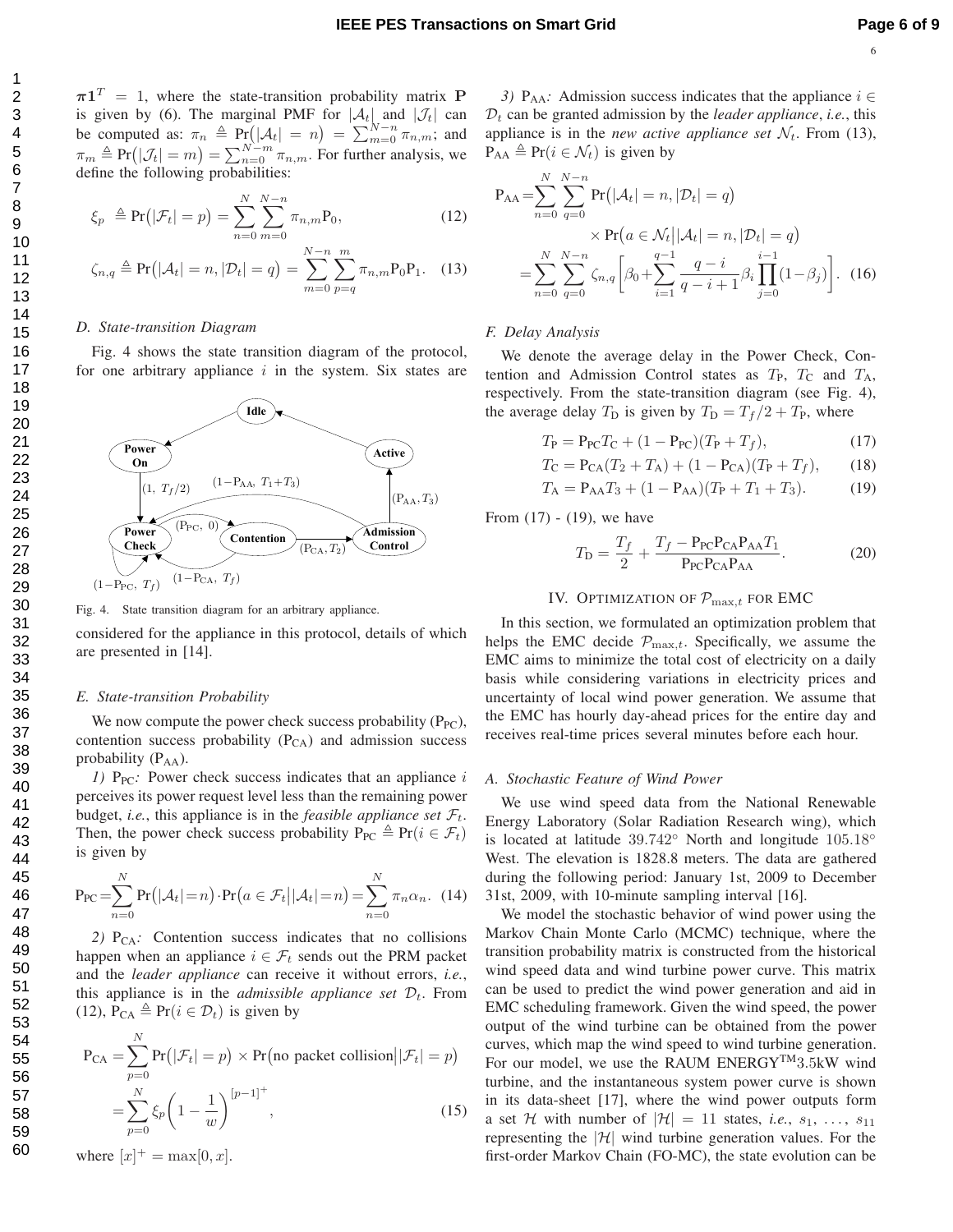$\boldsymbol{\pi}\mathbf{1}^T = 1$, where the state-transition probability matrix $\mathbf{P}$ is given by (6). The marginal PMF for $|\mathcal{A}_t|$ and $|\mathcal{J}_t|$ can be computed as: $\pi_n \triangleq \Pr\big(|\mathcal{A}_t| = n\big) = \sum_{m=0}^{N-n} \pi_{n,m}$; and $\pi_m \triangleq \Pr\big(|\mathcal{J}_t| = m\big) = \sum_{n=0}^{N-m} \pi_{n,m}$. For further analysis, we define the following probabilities:

$$\xi_p \triangleq \Pr\big(|\mathcal{F}_t| = p\big) = \sum_{n=0}^{N} \sum_{m=0}^{N-n} \pi_{n,m} \mathrm{P}_0, \tag{12}$$

$$\zeta_{n,q} \triangleq \Pr\big(|\mathcal{A}_t| = n, |\mathcal{D}_t| = q\big) = \sum_{m=0}^{N-n} \sum_{p=q}^{m} \pi_{n,m} \mathrm{P}_0 \mathrm{P}_1. \tag{13}$$

### D. State-transition Diagram

Fig. 4 shows the state transition diagram of the protocol, for one arbitrary appliance $i$ in the system. Six states are considered for the appliance in this protocol, details of which are presented in [14].

Fig. 4. State transition diagram for an arbitrary appliance.

### E. State-transition Probability

We now compute the power check success probability ($\mathrm{P_{PC}}$), contention success probability ($\mathrm{P_{CA}}$) and admission success probability ($\mathrm{P_{AA}}$).

*1)* $\mathrm{P_{PC}}$*:* Power check success indicates that an appliance $i$ perceives its power request level less than the remaining power budget, *i.e.*, this appliance is in the *feasible appliance set* $\mathcal{F}_t$. Then, the power check success probability $\mathrm{P_{PC}} \triangleq \Pr(i \in \mathcal{F}_t)$ is given by

$$\mathrm{P_{PC}} = \sum_{n=0}^{N} \Pr\big(|\mathcal{A}_t| = n\big) \cdot \Pr\big(a \in \mathcal{F}_t \big| |\mathcal{A}_t| = n\big) = \sum_{n=0}^{N} \pi_n \alpha_n. \tag{14}$$

*2)* $\mathrm{P_{CA}}$*:* Contention success indicates that no collisions happen when an appliance $i \in \mathcal{F}_t$ sends out the PRM packet and the *leader appliance* can receive it without errors, *i.e.*, this appliance is in the *admissible appliance set* $\mathcal{D}_t$. From (12), $\mathrm{P_{CA}} \triangleq \Pr(i \in \mathcal{D}_t)$ is given by

$$\begin{aligned}\mathrm{P_{CA}} &= \sum_{p=0}^{N} \Pr\big(|\mathcal{F}_t| = p\big) \times \Pr\big(\text{no packet collision}\big| |\mathcal{F}_t| = p\big) \\ &= \sum_{p=0}^{N} \xi_p \left(1 - \frac{1}{w}\right)^{[p-1]^+},\end{aligned} \tag{15}$$

where $[x]^+ = \max[0, x]$.

*3)* $\mathrm{P_{AA}}$*:* Admission success indicates that the appliance $i \in \mathcal{D}_t$ can be granted admission by the *leader appliance*, *i.e.*, this appliance is in the *new active appliance set* $\mathcal{N}_t$. From (13), $\mathrm{P_{AA}} \triangleq \Pr(i \in \mathcal{N}_t)$ is given by

$$\begin{aligned}\mathrm{P_{AA}} &= \sum_{n=0}^{N} \sum_{q=0}^{N-n} \Pr\big(|\mathcal{A}_t| = n, |\mathcal{D}_t| = q\big) \\ &\qquad \times \Pr\big(a \in \mathcal{N}_t \big| |\mathcal{A}_t| = n, |\mathcal{D}_t| = q\big) \\ &= \sum_{n=0}^{N} \sum_{q=0}^{N-n} \zeta_{n,q} \left[\beta_0 + \sum_{i=1}^{q-1} \frac{q-i}{q-i+1} \beta_i \prod_{j=0}^{i-1} (1-\beta_j)\right].\end{aligned} \tag{16}$$

### F. Delay Analysis

We denote the average delay in the Power Check, Contention and Admission Control states as $T_{\mathrm{P}}$, $T_{\mathrm{C}}$ and $T_{\mathrm{A}}$, respectively. From the state-transition diagram (see Fig. 4), the average delay $T_{\mathrm{D}}$ is given by $T_{\mathrm{D}} = T_f/2 + T_{\mathrm{P}}$, where

$$T_{\mathrm{P}} = \mathrm{P_{PC}} T_{\mathrm{C}} + (1 - \mathrm{P_{PC}})(T_{\mathrm{P}} + T_f), \tag{17}$$

$$T_{\mathrm{C}} = \mathrm{P_{CA}}(T_2 + T_{\mathrm{A}}) + (1 - \mathrm{P_{CA}})(T_{\mathrm{P}} + T_f), \tag{18}$$

$$T_{\mathrm{A}} = \mathrm{P_{AA}} T_3 + (1 - \mathrm{P_{AA}})(T_{\mathrm{P}} + T_1 + T_3). \tag{19}$$

From (17) - (19), we have

$$T_{\mathrm{D}} = \frac{T_f}{2} + \frac{T_f - \mathrm{P_{PC}} \mathrm{P_{CA}} \mathrm{P_{AA}} T_1}{\mathrm{P_{PC}} \mathrm{P_{CA}} \mathrm{P_{AA}}}. \tag{20}$$

## IV. Optimization of $\mathcal{P}_{\max,t}$ for EMC

In this section, we formulated an optimization problem that helps the EMC decide $\mathcal{P}_{\max,t}$. Specifically, we assume the EMC aims to minimize the total cost of electricity on a daily basis while considering variations in electricity prices and uncertainty of local wind power generation. We assume that the EMC has hourly day-ahead prices for the entire day and receives real-time prices several minutes before each hour.

### A. Stochastic Feature of Wind Power

We use wind speed data from the National Renewable Energy Laboratory (Solar Radiation Research wing), which is located at latitude $39.742°$ North and longitude $105.18°$ West. The elevation is 1828.8 meters. The data are gathered during the following period: January 1st, 2009 to December 31st, 2009, with 10-minute sampling interval [16].

We model the stochastic behavior of wind power using the Markov Chain Monte Carlo (MCMC) technique, where the transition probability matrix is constructed from the historical wind speed data and wind turbine power curve. This matrix can be used to predict the wind power generation and aid in EMC scheduling framework. Given the wind speed, the power output of the wind turbine can be obtained from the power curves, which map the wind speed to wind turbine generation. For our model, we use the RAUM ENERGY™3.5kW wind turbine, and the instantaneous system power curve is shown in its data-sheet [17], where the wind power outputs form a set $\mathcal{H}$ with number of $|\mathcal{H}| = 11$ states, *i.e.*, $s_1, \ldots, s_{11}$ representing the $|\mathcal{H}|$ wind turbine generation values. For the first-order Markov Chain (FO-MC), the state evolution can be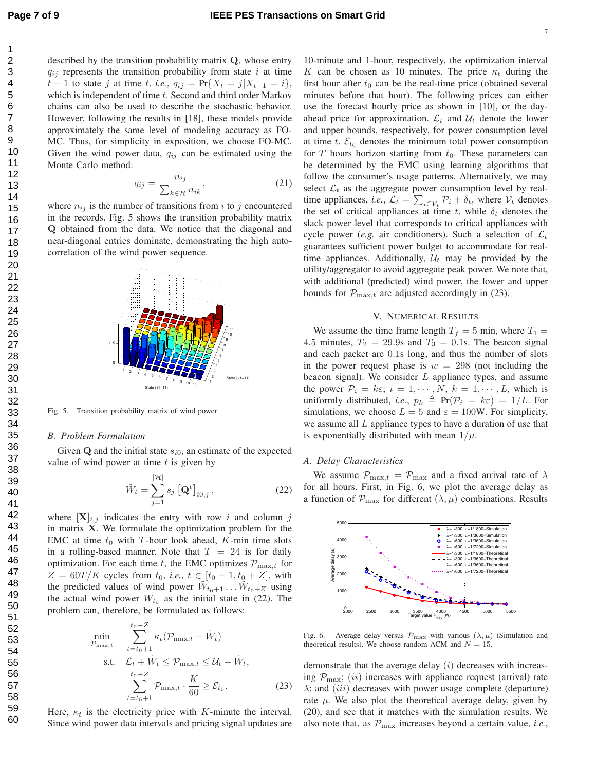described by the transition probability matrix $\mathbf{Q}$, whose entry $q_{ij}$ represents the transition probability from state $i$ at time $t-1$ to state $j$ at time $t$, *i.e.*, $q_{ij} = \Pr\{X_t = j | X_{t-1} = i\}$, which is independent of time $t$. Second and third order Markov chains can also be used to describe the stochastic behavior. However, following the results in [18], these models provide approximately the same level of modeling accuracy as FO-MC. Thus, for simplicity in exposition, we choose FO-MC. Given the wind power data, $q_{ij}$ can be estimated using the Monte Carlo method:

$$q_{ij} = \frac{n_{ij}}{\sum_{k \in \mathcal{H}} n_{ik}}, \tag{21}$$

where $n_{ij}$ is the number of transitions from $i$ to $j$ encountered in the records. Fig. 5 shows the transition probability matrix $\mathbf{Q}$ obtained from the data. We notice that the diagonal and near-diagonal entries dominate, demonstrating the high auto-correlation of the wind power sequence.

Fig. 5. Transition probability matrix of wind power

### B. Problem Formulation

Given $\mathbf{Q}$ and the initial state $s_{i0}$, an estimate of the expected value of wind power at time $t$ is given by

$$\tilde{W}_t = \sum_{j=1}^{|\mathcal{H}|} s_j \left[\mathbf{Q}^t\right]_{i0,j}, \tag{22}$$

where $[\mathbf{X}]_{i,j}$ indicates the entry with row $i$ and column $j$ in matrix $\mathbf{X}$. We formulate the optimization problem for the EMC at time $t_0$ with $T$-hour look ahead, $K$-min time slots in a rolling-based manner. Note that $T = 24$ is for daily optimization. For each time $t$, the EMC optimizes $\mathcal{P}_{\max,t}$ for $Z = 60T/K$ cycles from $t_0$, *i.e.*, $t \in [t_0+1, t_0+Z]$, with the predicted values of wind power $\tilde{W}_{t_0+1} \dots \tilde{W}_{t_0+Z}$ using the actual wind power $W_{t_0}$ as the initial state in (22). The problem can, therefore, be formulated as follows:

$$\begin{aligned}
\min_{\mathcal{P}_{\max,t}} \quad & \sum_{t=t_0+1}^{t_0+Z} \kappa_t(\mathcal{P}_{\max,t} - \tilde{W}_t) \\
\text{s.t.} \quad & \mathcal{L}_t + \tilde{W}_t \le \mathcal{P}_{\max,t} \le \mathcal{U}_t + \tilde{W}_t, \\
& \sum_{t=t_0+1}^{t_0+Z} \mathcal{P}_{\max,t} \cdot \frac{K}{60} \ge \mathcal{E}_{t_0}.
\end{aligned} \tag{23}$$

Here, $\kappa_t$ is the electricity price with $K$-minute the interval. Since wind power data intervals and pricing signal updates are 10-minute and 1-hour, respectively, the optimization interval $K$ can be chosen as 10 minutes. The price $\kappa_t$ during the first hour after $t_0$ can be the real-time price (obtained several minutes before that hour). The following prices can either use the forecast hourly price as shown in [10], or the day-ahead price for approximation. $\mathcal{L}_t$ and $\mathcal{U}_t$ denote the lower and upper bounds, respectively, for power consumption level at time $t$. $\mathcal{E}_{t_0}$ denotes the minimum total power consumption for $T$ hours horizon starting from $t_0$. These parameters can be determined by the EMC using learning algorithms that follow the consumer's usage patterns. Alternatively, we may select $\mathcal{L}_t$ as the aggregate power consumption level by real-time appliances, *i.e.*, $\mathcal{L}_t = \sum_{i \in \mathcal{V}_t} \mathcal{P}_i + \delta_t$, where $\mathcal{V}_t$ denotes the set of critical appliances at time $t$, while $\delta_t$ denotes the slack power level that corresponds to critical appliances with cycle power (*e.g.* air conditioners). Such a selection of $\mathcal{L}_t$ guarantees sufficient power budget to accommodate for real-time appliances. Additionally, $\mathcal{U}_t$ may be provided by the utility/aggregator to avoid aggregate peak power. We note that, with additional (predicted) wind power, the lower and upper bounds for $\mathcal{P}_{\max,t}$ are adjusted accordingly in (23).

## V. Numerical Results

We assume the time frame length $T_f = 5$ min, where $T_1 = 4.5$ minutes, $T_2 = 29.9$s and $T_3 = 0.1$s. The beacon signal and each packet are $0.1$s long, and thus the number of slots in the power request phase is $w = 298$ (not including the beacon signal). We consider $L$ appliance types, and assume the power $\mathcal{P}_i = k\varepsilon$; $i = 1, \cdots, N$, $k = 1, \cdots, L$, which is uniformly distributed, *i.e.*, $p_k \triangleq \Pr(\mathcal{P}_i = k\varepsilon) = 1/L$. For simulations, we choose $L = 5$ and $\varepsilon = 100$W. For simplicity, we assume all $L$ appliance types to have a duration of use that is exponentially distributed with mean $1/\mu$.

### A. Delay Characteristics

We assume $\mathcal{P}_{\max,t} = \mathcal{P}_{\max}$ and a fixed arrival rate of $\lambda$ for all hours. First, in Fig. 6, we plot the average delay as a function of $\mathcal{P}_{\max}$ for different $(\lambda, \mu)$ combinations. Results demonstrate that the average delay $(i)$ decreases with increasing $\mathcal{P}_{\max}$; $(ii)$ increases with appliance request (arrival) rate $\lambda$; and $(iii)$ decreases with power usage complete (departure) rate $\mu$. We also plot the theoretical average delay, given by (20), and see that it matches with the simulation results. We also note that, as $\mathcal{P}_{\max}$ increases beyond a certain value, *i.e.*,

Fig. 6. Average delay versus $\mathcal{P}_{\max}$ with various $(\lambda, \mu)$ (Simulation and theoretical results). We choose random ACM and $N = 15$.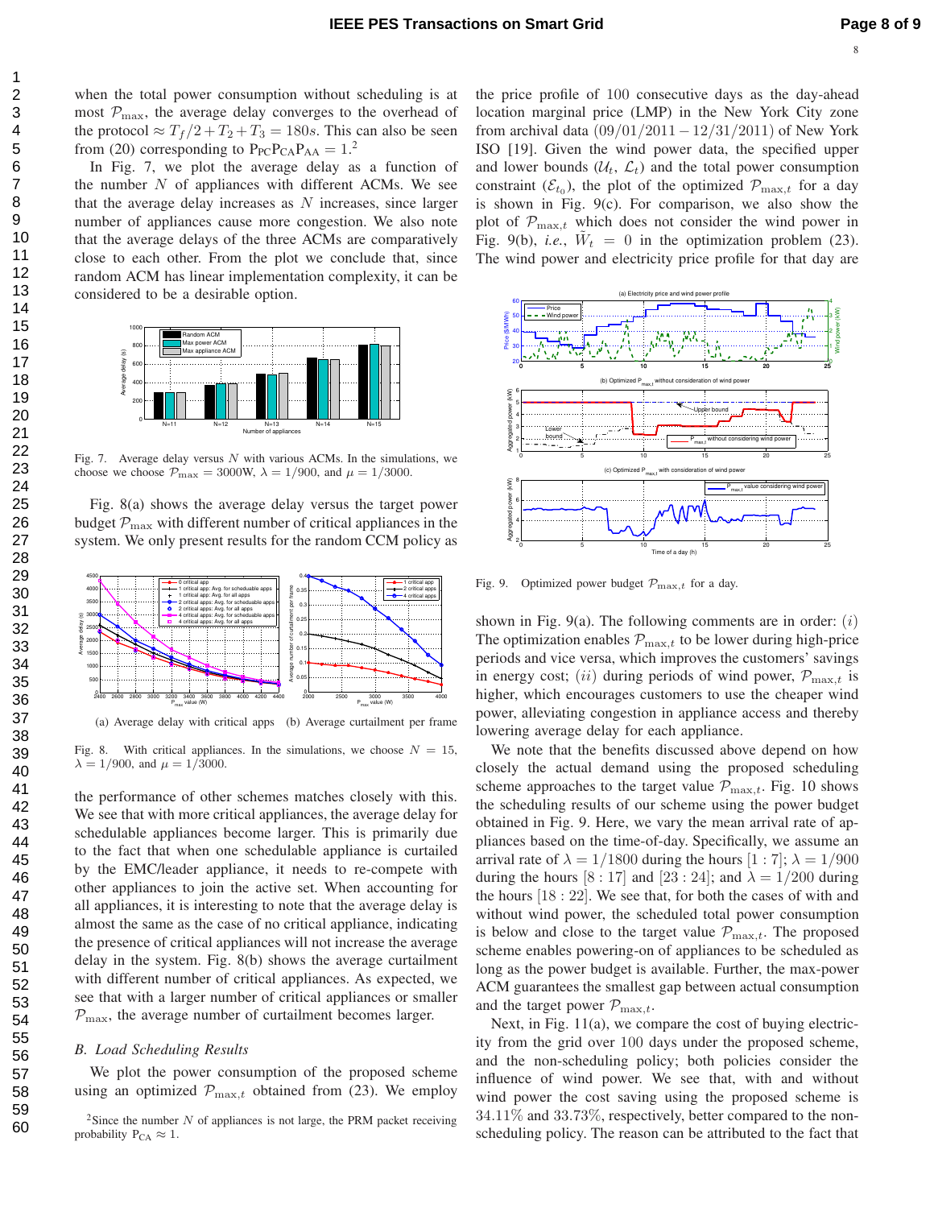when the total power consumption without scheduling is at most $\mathcal{P}_{\max}$, the average delay converges to the overhead of the protocol $\approx T_f/2 + T_2 + T_3 = 180s$. This can also be seen from (20) corresponding to $\mathrm{P_{PC}P_{CA}P_{AA}} = 1$.[2]

In Fig. 7, we plot the average delay as a function of the number $N$ of appliances with different ACMs. We see that the average delay increases as $N$ increases, since larger number of appliances cause more congestion. We also note that the average delays of the three ACMs are comparatively close to each other. From the plot we conclude that, since random ACM has linear implementation complexity, it can be considered to be a desirable option.

Fig. 7. Average delay versus $N$ with various ACMs. In the simulations, we choose we choose $\mathcal{P}_{\max} = 3000$W, $\lambda = 1/900$, and $\mu = 1/3000$.

Fig. 8(a) shows the average delay versus the target power budget $\mathcal{P}_{\max}$ with different number of critical appliances in the system. We only present results for the random CCM policy as the performance of other schemes matches closely with this. We see that with more critical appliances, the average delay for schedulable appliances become larger. This is primarily due to the fact that when one schedulable appliance is curtailed by the EMC/leader appliance, it needs to re-compete with other appliances to join the active set. When accounting for all appliances, it is interesting to note that the average delay is almost the same as the case of no critical appliance, indicating the presence of critical appliances will not increase the average delay in the system. Fig. 8(b) shows the average curtailment with different number of critical appliances. As expected, we see that with a larger number of critical appliances or smaller $\mathcal{P}_{\max}$, the average number of curtailment becomes larger.

(a) Average delay with critical apps (b) Average curtailment per frame

Fig. 8. With critical appliances. In the simulations, we choose $N = 15$, $\lambda = 1/900$, and $\mu = 1/3000$.

### B. Load Scheduling Results

We plot the power consumption of the proposed scheme using an optimized $\mathcal{P}_{\max,t}$ obtained from (23). We employ the price profile of 100 consecutive days as the day-ahead location marginal price (LMP) in the New York City zone from archival data $(09/01/2011 - 12/31/2011)$ of New York ISO [19]. Given the wind power data, the specified upper and lower bounds ($\mathcal{U}_t$, $\mathcal{L}_t$) and the total power consumption constraint ($\mathcal{E}_{t_0}$), the plot of the optimized $\mathcal{P}_{\max,t}$ for a day is shown in Fig. 9(c). For comparison, we also show the plot of $\mathcal{P}_{\max,t}$ which does not consider the wind power in Fig. 9(b), *i.e.*, $\tilde{W}_t = 0$ in the optimization problem (23). The wind power and electricity price profile for that day are shown in Fig. 9(a). The following comments are in order: $(i)$ The optimization enables $\mathcal{P}_{\max,t}$ to be lower during high-price periods and vice versa, which improves the customers' savings in energy cost; $(ii)$ during periods of wind power, $\mathcal{P}_{\max,t}$ is higher, which encourages customers to use the cheaper wind power, alleviating congestion in appliance access and thereby lowering average delay for each appliance.

Fig. 9. Optimized power budget $\mathcal{P}_{\max,t}$ for a day.

We note that the benefits discussed above depend on how closely the actual demand using the proposed scheduling scheme approaches to the target value $\mathcal{P}_{\max,t}$. Fig. 10 shows the scheduling results of our scheme using the power budget obtained in Fig. 9. Here, we vary the mean arrival rate of appliances based on the time-of-day. Specifically, we assume an arrival rate of $\lambda = 1/1800$ during the hours $[1:7]$; $\lambda = 1/900$ during the hours $[8:17]$ and $[23:24]$; and $\lambda = 1/200$ during the hours $[18:22]$. We see that, for both the cases of with and without wind power, the scheduled total power consumption is below and close to the target value $\mathcal{P}_{\max,t}$. The proposed scheme enables powering-on of appliances to be scheduled as long as the power budget is available. Further, the max-power ACM guarantees the smallest gap between actual consumption and the target power $\mathcal{P}_{\max,t}$.

Next, in Fig. 11(a), we compare the cost of buying electricity from the grid over 100 days under the proposed scheme, and the non-scheduling policy; both policies consider the influence of wind power. We see that, with and without wind power the cost saving using the proposed scheme is 34.11% and 33.73%, respectively, better compared to the non-scheduling policy. The reason can be attributed to the fact that

[2] Since the number $N$ of appliances is not large, the PRM packet receiving probability $\mathrm{P_{CA}} \approx 1$.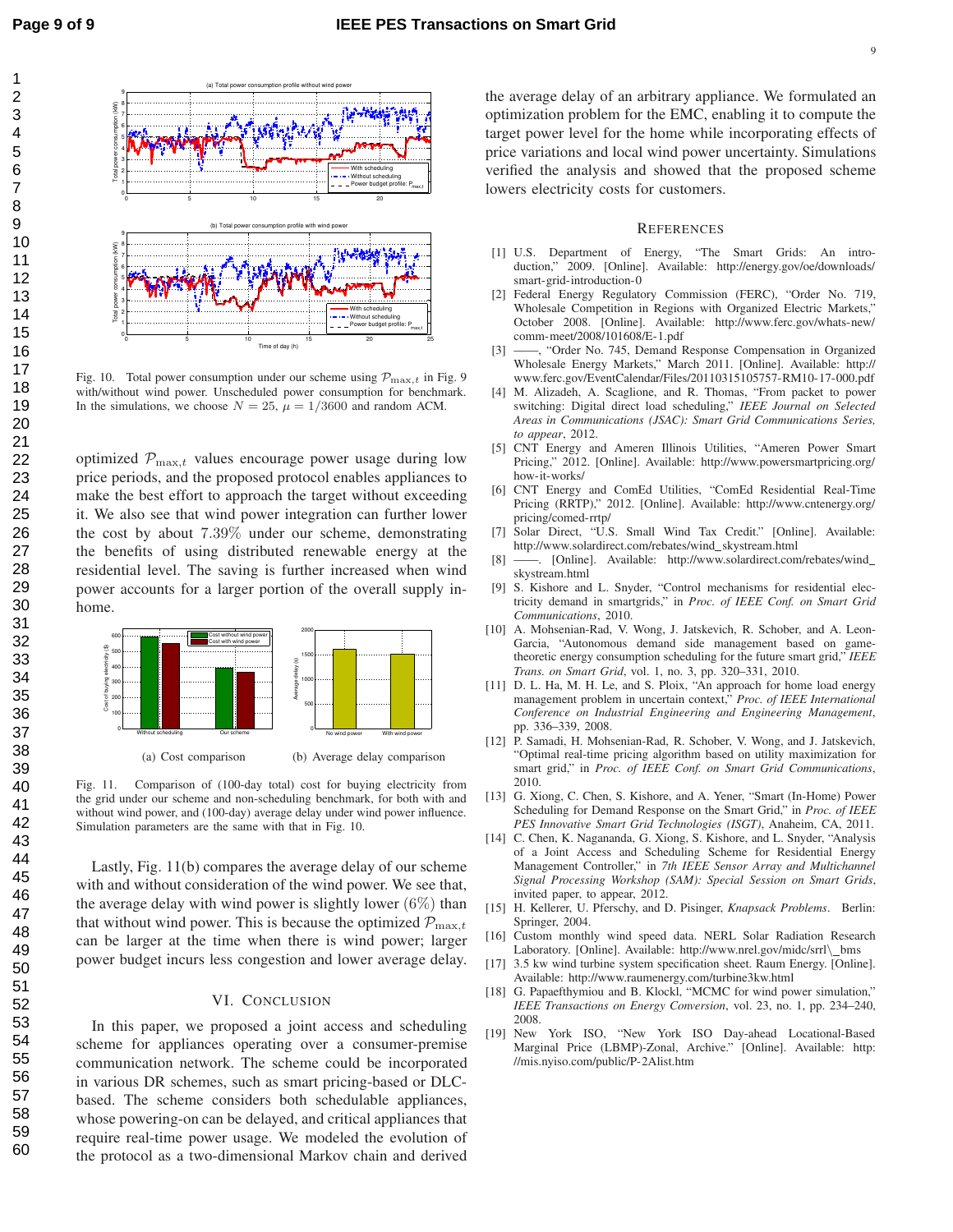(a) Total power consumption profile without wind power

Total power consumption (kW)

With scheduling

Without scheduling

Power budget profile: $P_{max,t}$

(b) Total power consumption profile with wind power

Total power consumption (kW)

With scheduling

Without scheduling

Power budget profile: $P_{max,t}$

Time of day (h)

Fig. 10. Total power consumption under our scheme using $\mathcal{P}_{\max,t}$ in Fig. 9 with/without wind power. Unscheduled power consumption for benchmark. In the simulations, we choose $N = 25$, $\mu = 1/3600$ and random ACM.

optimized $\mathcal{P}_{\max,t}$ values encourage power usage during low price periods, and the proposed protocol enables appliances to make the best effort to approach the target without exceeding it. We also see that wind power integration can further lower the cost by about 7.39% under our scheme, demonstrating the benefits of using distributed renewable energy at the residential level. The saving is further increased when wind power accounts for a larger portion of the overall supply in-home.

Cost without wind power

Cost with wind power

Cost of buying electricity ($)

Without scheduling

Our scheme

Average delay (s)

No wind power

With wind power

(a) Cost comparison

(b) Average delay comparison

Fig. 11. Comparison of (100-day total) cost for buying electricity from the grid under our scheme and non-scheduling benchmark, for both with and without wind power, and (100-day) average delay under wind power influence. Simulation parameters are the same with that in Fig. 10.

Lastly, Fig. 11(b) compares the average delay of our scheme with and without consideration of the wind power. We see that, the average delay with wind power is slightly lower (6%) than that without wind power. This is because the optimized $\mathcal{P}_{\max,t}$ can be larger at the time when there is wind power; larger power budget incurs less congestion and lower average delay.

## VI. Conclusion

In this paper, we proposed a joint access and scheduling scheme for appliances operating over a consumer-premise communication network. The scheme could be incorporated in various DR schemes, such as smart pricing-based or DLC-based. The scheme considers both schedulable appliances, whose powering-on can be delayed, and critical appliances that require real-time power usage. We modeled the evolution of the protocol as a two-dimensional Markov chain and derived the average delay of an arbitrary appliance. We formulated an optimization problem for the EMC, enabling it to compute the target power level for the home while incorporating effects of price variations and local wind power uncertainty. Simulations verified the analysis and showed that the proposed scheme lowers electricity costs for customers.

## References

[1] U.S. Department of Energy, "The Smart Grids: An introduction," 2009. [Online]. Available: http://energy.gov/oe/downloads/smart-grid-introduction-0

[2] Federal Energy Regulatory Commission (FERC), "Order No. 719, Wholesale Competition in Regions with Organized Electric Markets," October 2008. [Online]. Available: http://www.ferc.gov/whats-new/comm-meet/2008/101608/E-1.pdf

[3] ——, "Order No. 745, Demand Response Compensation in Organized Wholesale Energy Markets," March 2011. [Online]. Available: http://www.ferc.gov/EventCalendar/Files/20110315105757-RM10-17-000.pdf

[4] M. Alizadeh, A. Scaglione, and R. Thomas, "From packet to power switching: Digital direct load scheduling," *IEEE Journal on Selected Areas in Communications (JSAC): Smart Grid Communications Series, to appear*, 2012.

[5] CNT Energy and Ameren Illinois Utilities, "Ameren Power Smart Pricing," 2012. [Online]. Available: http://www.powersmartpricing.org/how-it-works/

[6] CNT Energy and ComEd Utilities, "ComEd Residential Real-Time Pricing (RRTP)," 2012. [Online]. Available: http://www.cntenergy.org/pricing/comed-rrtp/

[7] Solar Direct, "U.S. Small Wind Tax Credit." [Online]. Available: http://www.solardirect.com/rebates/wind_skystream.html

[8] ——. [Online]. Available: http://www.solardirect.com/rebates/wind_skystream.html

[9] S. Kishore and L. Snyder, "Control mechanisms for residential electricity demand in smartgrids," in *Proc. of IEEE Conf. on Smart Grid Communications*, 2010.

[10] A. Mohsenian-Rad, V. Wong, J. Jatskevich, R. Schober, and A. Leon-Garcia, "Autonomous demand side management based on game-theoretic energy consumption scheduling for the future smart grid," *IEEE Trans. on Smart Grid*, vol. 1, no. 3, pp. 320–331, 2010.

[11] D. L. Ha, M. H. Le, and S. Ploix, "An approach for home load energy management problem in uncertain context," *Proc. of IEEE International Conference on Industrial Engineering and Engineering Management*, pp. 336–339, 2008.

[12] P. Samadi, H. Mohsenian-Rad, R. Schober, V. Wong, and J. Jatskevich, "Optimal real-time pricing algorithm based on utility maximization for smart grid," in *Proc. of IEEE Conf. on Smart Grid Communications*, 2010.

[13] G. Xiong, C. Chen, S. Kishore, and A. Yener, "Smart (In-Home) Power Scheduling for Demand Response on the Smart Grid," in *Proc. of IEEE PES Innovative Smart Grid Technologies (ISGT)*, Anaheim, CA, 2011.

[14] C. Chen, K. Nagananda, G. Xiong, S. Kishore, and L. Snyder, "Analysis of a Joint Access and Scheduling Scheme for Residential Energy Management Controller," in *7th IEEE Sensor Array and Multichannel Signal Processing Workshop (SAM): Special Session on Smart Grids*, invited paper, to appear, 2012.

[15] H. Kellerer, U. Pferschy, and D. Pisinger, *Knapsack Problems*. Berlin: Springer, 2004.

[16] Custom monthly wind speed data. NERL Solar Radiation Research Laboratory. [Online]. Available: http://www.nrel.gov/midc/srrl\_bms

[17] 3.5 kw wind turbine system specification sheet. Raum Energy. [Online]. Available: http://www.raumenergy.com/turbine3kw.html

[18] G. Papaefthymiou and B. Klockl, "MCMC for wind power simulation," *IEEE Transactions on Energy Conversion*, vol. 23, no. 1, pp. 234–240, 2008.

[19] New York ISO, "New York ISO Day-ahead Locational-Based Marginal Price (LBMP)-Zonal, Archive." [Online]. Available: http://mis.nyiso.com/public/P-2Alist.htm